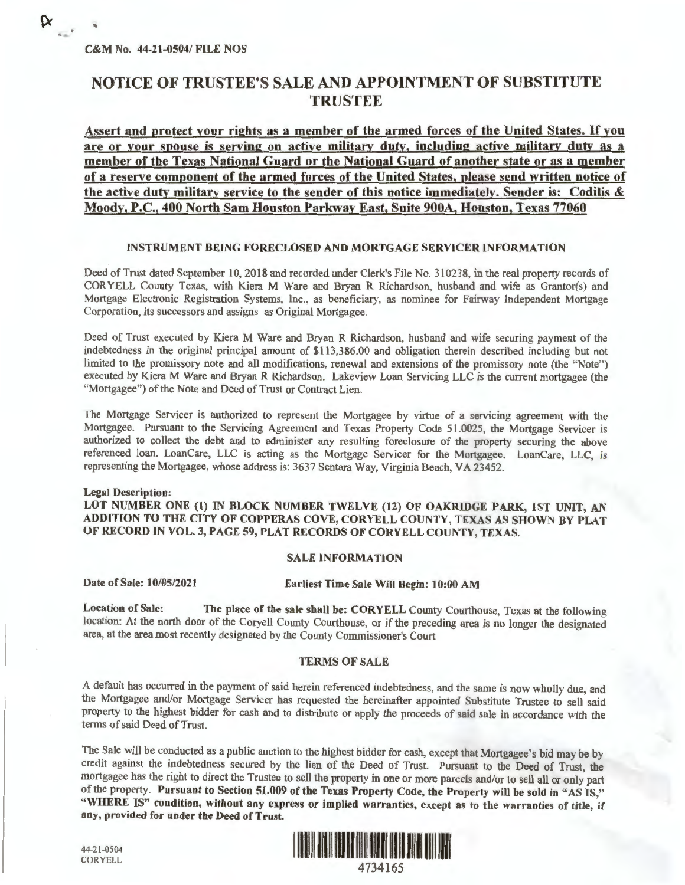C&M No. 44-21-0504/ FILE NOS

# NOTICE OF TRUSTEE'S SALE AND APPOINTMENT OF SUBSTITUTE TRUSTEE

**Assert and protect your rights as a member of the armed forces of the United States. If you are or your spouse is serving on active military duty, including active military duty as a member of the Texas National Guard or the National Guard of another state or as a member of a reserve component of the armed forces of the United States, please send written notice of the active duty military service to the sender of this notice immediately. Sender is: Codilis & Moody, P.C., 400 North Sam Houston Parkway East, Suite 900A, Houston, Texas 77060**

### INSTRUMENT BEING FORECLOSED AND MORTGAGE SERVICER INFORMATION

Deed of Trust dated September 10, 2018 and recorded under Clerk's File No. 310238, in the real property records of CORYELL County Texas, with Kiera M Ware and Bryan R Richardson, husband and wife as Grantor(s) and Mortgage Electronic Registration Systems, Inc., as beneficiary, as nominee for Fairway Independent Mortgage Corporation, its successors and assigns as Original Mortgagee.

Deed of Trust executed by Kiera M Ware and Bryan R Richardson, husband and wife securing payment of the indebtedness in the original principal amount of $113,386.00 and obligation therein described including but not limited to the promissory note and all modifications, renewal and extensions of the promissory note (the "Note") executed by Kiera M Ware and Bryan R Richardson. Lakeview Loan Servicing LLC is the current mortgagee (the "Mortgagee") of the Note and Deed of Trust or Contract Lien.

The Mortgage Servicer is authorized to represent the Mortgagee by virtue of a servicing agreement with the Mortgagee. Pursuant to the Servicing Agreement and Texas Property Code 51.0025, the Mortgage Servicer is authorized to collect the debt and to administer any resulting foreclosure of the property securing the above referenced loan. LoanCare, LLC is acting as the Mortgage Servicer for the Mortgagee. LoanCare, LLC, is representing the Mortgagee, whose address is: 3637 Sentara Way, Virginia Beach, VA 23452.

**Legal Description:**

**LOT NUMBER ONE (1) IN BLOCK NUMBER TWELVE (12) OF OAKRIDGE PARK, 1ST UNIT, AN ADDITION TO THE CITY OF COPPERAS COVE, CORYELL COUNTY, TEXAS AS SHOWN BY PLAT OF RECORD IN VOL. 3, PAGE 59, PLAT RECORDS OF CORYELL COUNTY, TEXAS.**

### SALE INFORMATION

**Date of Sale: 10/05/2021** **Earliest Time Sale Will Begin: 10:00 AM**

**Location of Sale:** **The place of the sale shall be: CORYELL** County Courthouse, Texas at the following location: At the north door of the Coryell County Courthouse, or if the preceding area is no longer the designated area, at the area most recently designated by the County Commissioner's Court

### TERMS OF SALE

A default has occurred in the payment of said herein referenced indebtedness, and the same is now wholly due, and the Mortgagee and/or Mortgage Servicer has requested the hereinafter appointed Substitute Trustee to sell said property to the highest bidder for cash and to distribute or apply the proceeds of said sale in accordance with the terms of said Deed of Trust.

The Sale will be conducted as a public auction to the highest bidder for cash, except that Mortgagee's bid may be by credit against the indebtedness secured by the lien of the Deed of Trust. Pursuant to the Deed of Trust, the mortgagee has the right to direct the Trustee to sell the property in one or more parcels and/or to sell all or only part of the property. **Pursuant to Section 51.009 of the Texas Property Code, the Property will be sold in "AS IS," "WHERE IS" condition, without any express or implied warranties, except as to the warranties of title, if any, provided for under the Deed of Trust.**

44-21-0504
CORYELL

4734165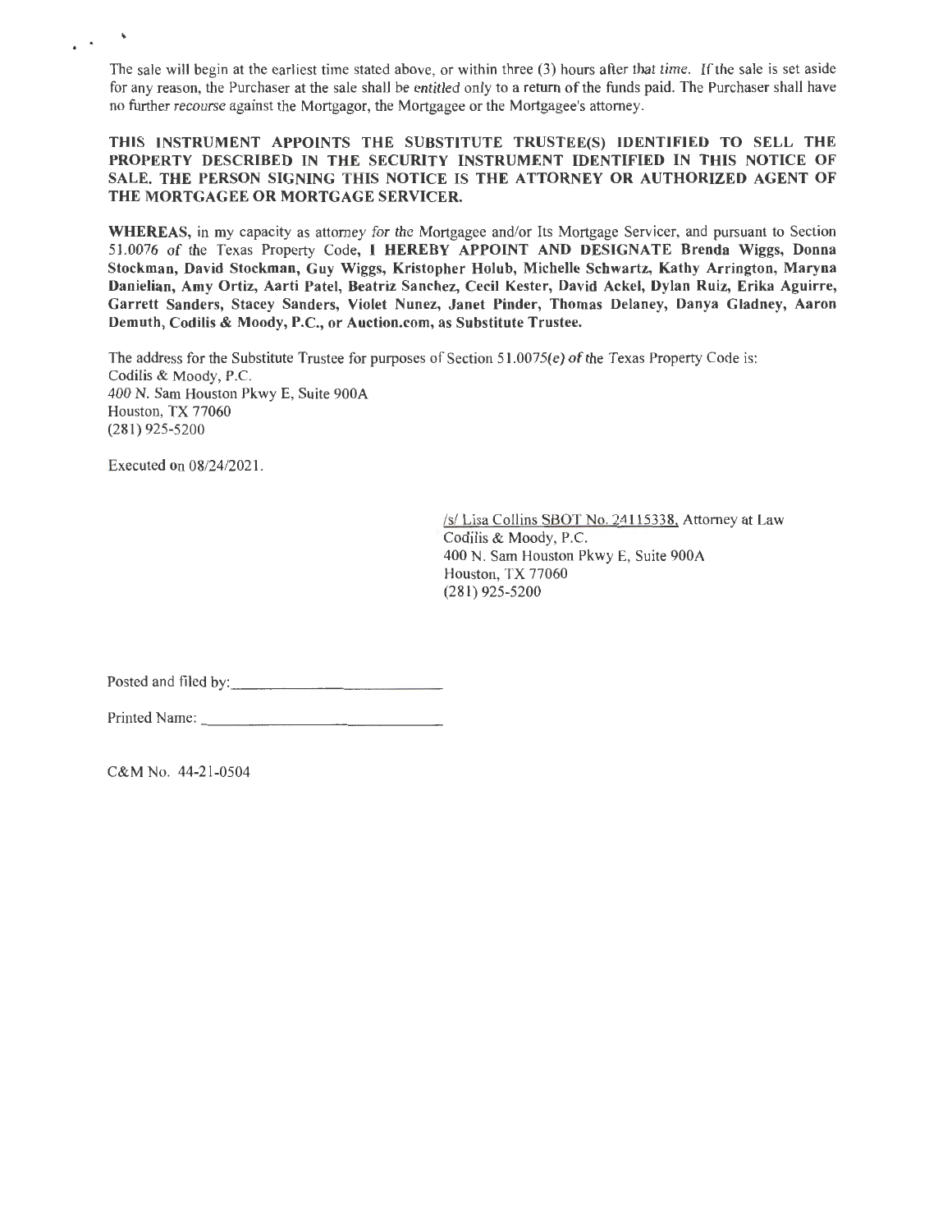The sale will begin at the earliest time stated above, or within three (3) hours after that time. If the sale is set aside for any reason, the Purchaser at the sale shall be entitled only to a return of the funds paid. The Purchaser shall have no further recourse against the Mortgagor, the Mortgagee or the Mortgagee's attorney.

**THIS INSTRUMENT APPOINTS THE SUBSTITUTE TRUSTEE(S) IDENTIFIED TO SELL THE PROPERTY DESCRIBED IN THE SECURITY INSTRUMENT IDENTIFIED IN THIS NOTICE OF SALE. THE PERSON SIGNING THIS NOTICE IS THE ATTORNEY OR AUTHORIZED AGENT OF THE MORTGAGEE OR MORTGAGE SERVICER.**

**WHEREAS,** in my capacity as attorney for the Mortgagee and/or Its Mortgage Servicer, and pursuant to Section 51.0076 of the Texas Property Code, **I HEREBY APPOINT AND DESIGNATE Brenda Wiggs, Donna Stockman, David Stockman, Guy Wiggs, Kristopher Holub, Michelle Schwartz, Kathy Arrington, Maryna Danielian, Amy Ortiz, Aarti Patel, Beatriz Sanchez, Cecil Kester, David Ackel, Dylan Ruiz, Erika Aguirre, Garrett Sanders, Stacey Sanders, Violet Nunez, Janet Pinder, Thomas Delaney, Danya Gladney, Aaron Demuth, Codilis & Moody, P.C., or Auction.com, as Substitute Trustee.**

The address for the Substitute Trustee for purposes of Section 51.0075(e) of the Texas Property Code is:
Codilis & Moody, P.C.
400 N. Sam Houston Pkwy E, Suite 900A
Houston, TX 77060
(281) 925-5200

Executed on 08/24/2021.

/s/ Lisa Collins SBOT No. 24115338, Attorney at Law
Codilis & Moody, P.C.
400 N. Sam Houston Pkwy E, Suite 900A
Houston, TX 77060
(281) 925-5200

Posted and filed by: ______________________________

Printed Name: ______________________________

C&M No. 44-21-0504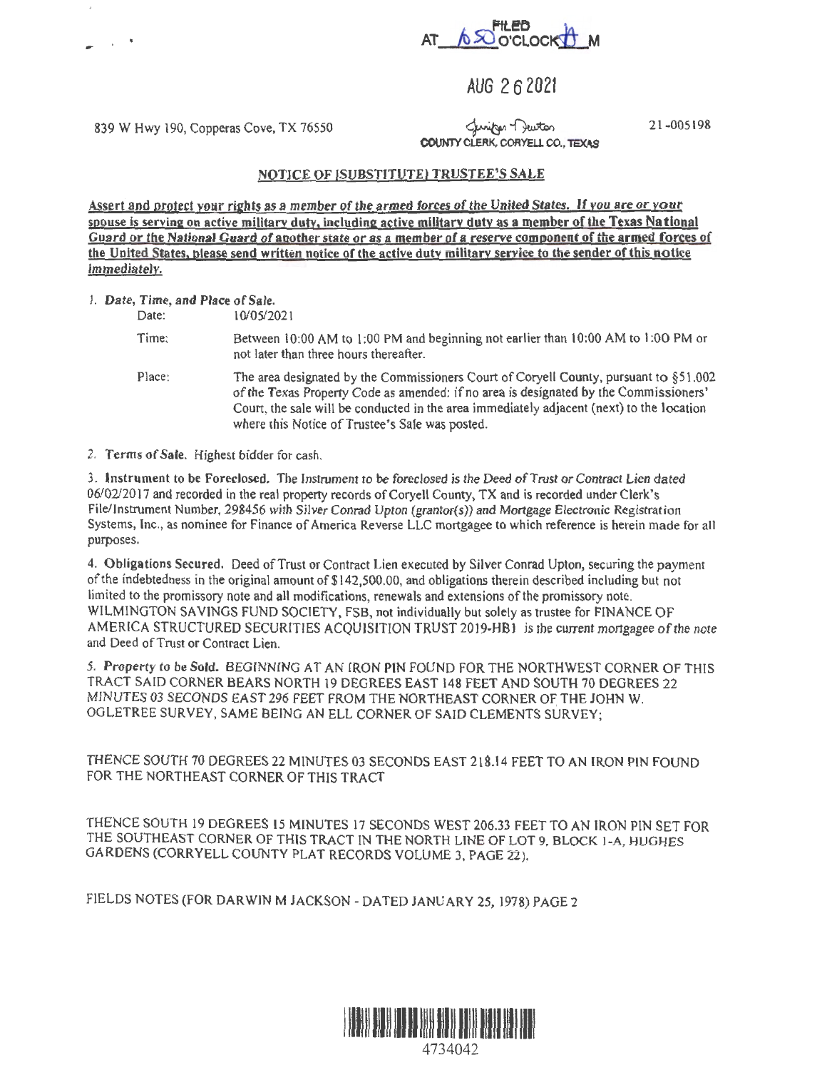FILED
AT 6:50 O'CLOCK P M

AUG 26 2021

839 W Hwy 190, Copperas Cove, TX 76550

Jennifer Newton
COUNTY CLERK, CORYELL CO., TEXAS

21-005198

## NOTICE OF [SUBSTITUTE] TRUSTEE'S SALE

**Assert and protect your rights as a member of the armed forces of the United States. If you are or your spouse is serving on active military duty, including active military duty as a member of the Texas National Guard or the National Guard of another state or as a member of a reserve component of the armed forces of the United States, please send written notice of the active duty military service to the sender of this notice immediately.**

1. ***Date, Time, and Place of Sale.***

   Date: 10/05/2021

   Time: Between 10:00 AM to 1:00 PM and beginning not earlier than 10:00 AM to 1:00 PM or not later than three hours thereafter.

   Place: The area designated by the Commissioners Court of Coryell County, pursuant to §51.002 of the Texas Property Code as amended: if no area is designated by the Commissioners' Court, the sale will be conducted in the area immediately adjacent (next) to the location where this Notice of Trustee's Sale was posted.

2. **Terms of Sale.** Highest bidder for cash.

3. **Instrument to be Foreclosed.** The Instrument to be foreclosed is the Deed of Trust or Contract Lien dated 06/02/2017 and recorded in the real property records of Coryell County, TX and is recorded under Clerk's File/Instrument Number, 298456 with Silver Conrad Upton (grantor(s)) and Mortgage Electronic Registration Systems, Inc., as nominee for Finance of America Reverse LLC mortgagee to which reference is herein made for all purposes.

4. **Obligations Secured.** Deed of Trust or Contract Lien executed by Silver Conrad Upton, securing the payment of the indebtedness in the original amount of $142,500.00, and obligations therein described including but not limited to the promissory note and all modifications, renewals and extensions of the promissory note. WILMINGTON SAVINGS FUND SOCIETY, FSB, not individually but solely as trustee for FINANCE OF AMERICA STRUCTURED SECURITIES ACQUISITION TRUST 2019-HB1 is the current mortgagee of the note and Deed of Trust or Contract Lien.

5. **Property to be Sold.** BEGINNING AT AN IRON PIN FOUND FOR THE NORTHWEST CORNER OF THIS TRACT SAID CORNER BEARS NORTH 19 DEGREES EAST 148 FEET AND SOUTH 70 DEGREES 22 MINUTES 03 SECONDS EAST 296 FEET FROM THE NORTHEAST CORNER OF THE JOHN W. OGLETREE SURVEY, SAME BEING AN ELL CORNER OF SAID CLEMENTS SURVEY;

THENCE SOUTH 70 DEGREES 22 MINUTES 03 SECONDS EAST 218.14 FEET TO AN IRON PIN FOUND FOR THE NORTHEAST CORNER OF THIS TRACT

THENCE SOUTH 19 DEGREES 15 MINUTES 17 SECONDS WEST 206.33 FEET TO AN IRON PIN SET FOR THE SOUTHEAST CORNER OF THIS TRACT IN THE NORTH LINE OF LOT 9, BLOCK 1-A, HUGHES GARDENS (CORRYELL COUNTY PLAT RECORDS VOLUME 3, PAGE 22).

FIELDS NOTES (FOR DARWIN M JACKSON - DATED JANUARY 25, 1978) PAGE 2

4734042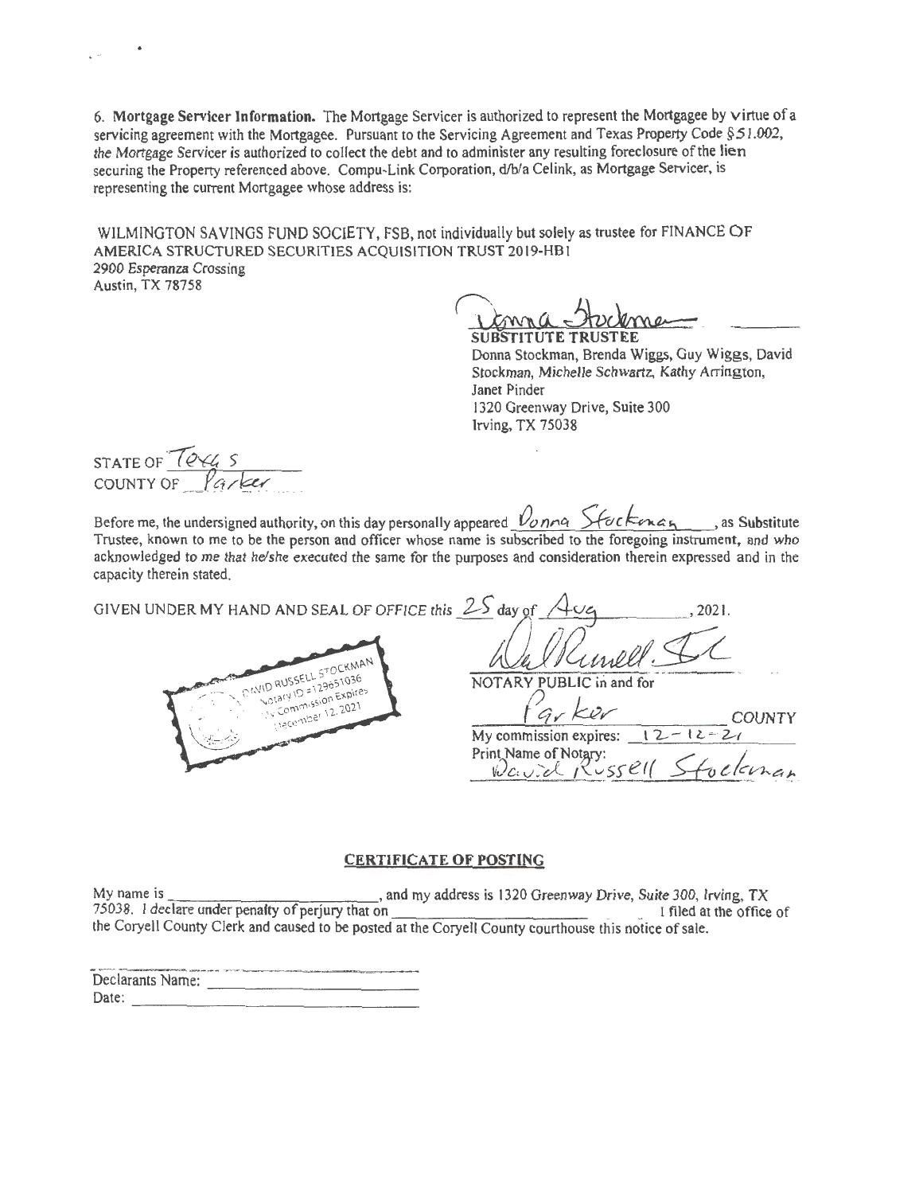6. **Mortgage Servicer Information.** The Mortgage Servicer is authorized to represent the Mortgagee by virtue of a servicing agreement with the Mortgagee. Pursuant to the Servicing Agreement and Texas Property Code §51.002, the Mortgage Servicer is authorized to collect the debt and to administer any resulting foreclosure of the lien securing the Property referenced above. Compu-Link Corporation, d/b/a Celink, as Mortgage Servicer, is representing the current Mortgagee whose address is:

WILMINGTON SAVINGS FUND SOCIETY, FSB, not individually but solely as trustee for FINANCE OF AMERICA STRUCTURED SECURITIES ACQUISITION TRUST 2019-HB1
2900 Esperanza Crossing
Austin, TX 78758

Donna Stockman

**SUBSTITUTE TRUSTEE**
Donna Stockman, Brenda Wiggs, Guy Wiggs, David Stockman, Michelle Schwartz, Kathy Arrington, Janet Pinder
1320 Greenway Drive, Suite 300
Irving, TX 75038

STATE OF Texas
COUNTY OF Parker

Before me, the undersigned authority, on this day personally appeared Donna Stockman, as Substitute Trustee, known to me to be the person and officer whose name is subscribed to the foregoing instrument, and who acknowledged to me that he/she executed the same for the purposes and consideration therein expressed and in the capacity therein stated.

GIVEN UNDER MY HAND AND SEAL OF OFFICE this 25 day of Aug, 2021.

DAVID RUSSELL STOCKMAN
Notary ID #129651036
My Commission Expires
December 12, 2021

David Russell Stockman

NOTARY PUBLIC in and for
Parker COUNTY
My commission expires: 12-12-21
Print Name of Notary:
David Russell Stockman

## CERTIFICATE OF POSTING

My name is \_\_\_\_\_\_\_\_\_\_\_\_\_\_\_\_\_\_\_\_\_\_\_\_, and my address is 1320 Greenway Drive, Suite 300, Irving, TX 75038. I declare under penalty of perjury that on \_\_\_\_\_\_\_\_\_\_\_\_\_\_\_\_\_\_\_\_\_\_\_\_ I filed at the office of the Coryell County Clerk and caused to be posted at the Coryell County courthouse this notice of sale.

Declarants Name: \_\_\_\_\_\_\_\_\_\_\_\_\_\_\_\_\_\_\_\_\_\_\_\_
Date: \_\_\_\_\_\_\_\_\_\_\_\_\_\_\_\_\_\_\_\_\_\_\_\_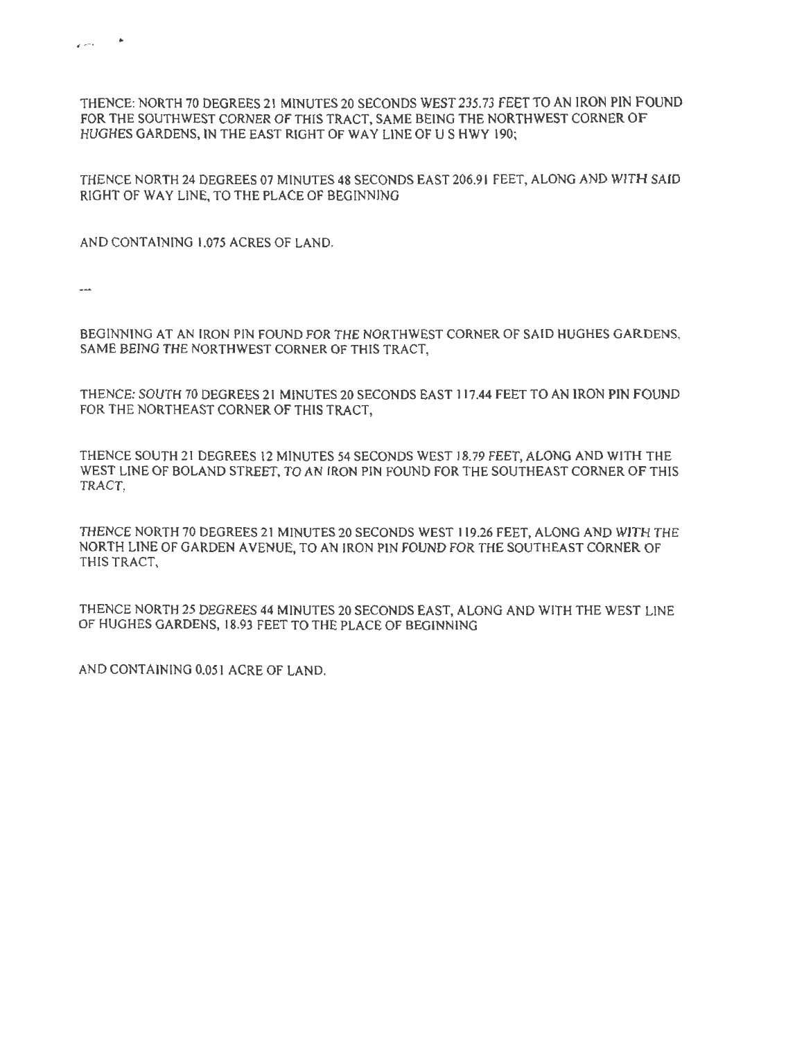THENCE: NORTH 70 DEGREES 21 MINUTES 20 SECONDS WEST 235.73 FEET TO AN IRON PIN FOUND FOR THE SOUTHWEST CORNER OF THIS TRACT, SAME BEING THE NORTHWEST CORNER OF HUGHES GARDENS, IN THE EAST RIGHT OF WAY LINE OF U S HWY 190;

THENCE NORTH 24 DEGREES 07 MINUTES 48 SECONDS EAST 206.91 FEET, ALONG AND WITH SAID RIGHT OF WAY LINE, TO THE PLACE OF BEGINNING

AND CONTAINING 1.075 ACRES OF LAND.

---

BEGINNING AT AN IRON PIN FOUND FOR THE NORTHWEST CORNER OF SAID HUGHES GARDENS, SAME BEING THE NORTHWEST CORNER OF THIS TRACT,

THENCE: SOUTH 70 DEGREES 21 MINUTES 20 SECONDS EAST 117.44 FEET TO AN IRON PIN FOUND FOR THE NORTHEAST CORNER OF THIS TRACT,

THENCE SOUTH 21 DEGREES 12 MINUTES 54 SECONDS WEST 18.79 FEET, ALONG AND WITH THE WEST LINE OF BOLAND STREET, TO AN IRON PIN FOUND FOR THE SOUTHEAST CORNER OF THIS TRACT,

THENCE NORTH 70 DEGREES 21 MINUTES 20 SECONDS WEST 119.26 FEET, ALONG AND WITH THE NORTH LINE OF GARDEN AVENUE, TO AN IRON PIN FOUND FOR THE SOUTHEAST CORNER OF THIS TRACT,

THENCE NORTH 25 DEGREES 44 MINUTES 20 SECONDS EAST, ALONG AND WITH THE WEST LINE OF HUGHES GARDENS, 18.93 FEET TO THE PLACE OF BEGINNING

AND CONTAINING 0.051 ACRE OF LAND.